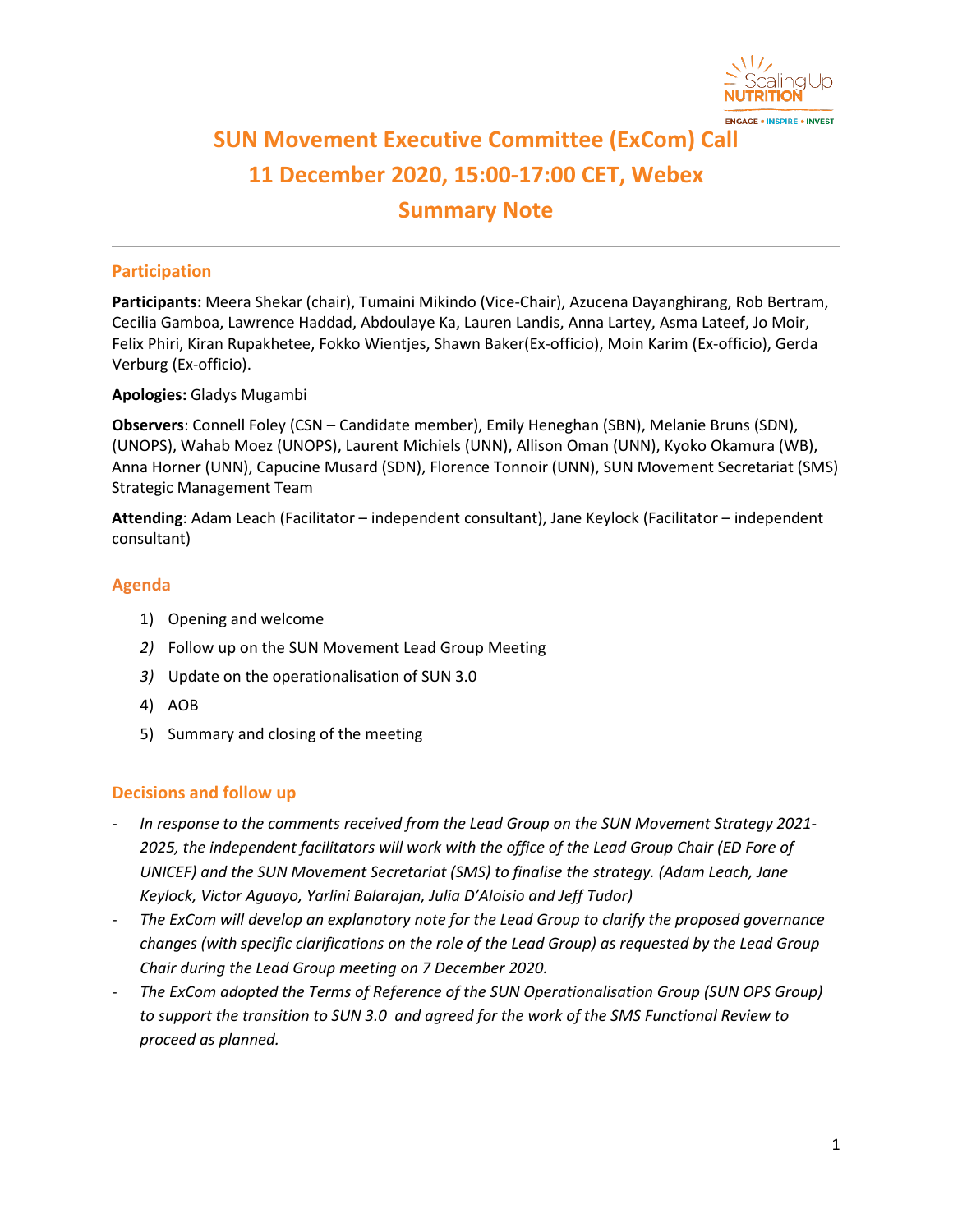# SUN Movement Executive Committee (ExCom) Call
# 11 December 2020, 15:00-17:00 CET, Webex
# Summary Note

---

## Participation

**Participants:** Meera Shekar (chair), Tumaini Mikindo (Vice-Chair), Azucena Dayanghirang, Rob Bertram, Cecilia Gamboa, Lawrence Haddad, Abdoulaye Ka, Lauren Landis, Anna Lartey, Asma Lateef, Jo Moir, Felix Phiri, Kiran Rupakhetee, Fokko Wientjes, Shawn Baker(Ex-officio), Moin Karim (Ex-officio), Gerda Verburg (Ex-officio).

**Apologies:** Gladys Mugambi

**Observers**: Connell Foley (CSN – Candidate member), Emily Heneghan (SBN), Melanie Bruns (SDN), (UNOPS), Wahab Moez (UNOPS), Laurent Michiels (UNN), Allison Oman (UNN), Kyoko Okamura (WB), Anna Horner (UNN), Capucine Musard (SDN), Florence Tonnoir (UNN), SUN Movement Secretariat (SMS) Strategic Management Team

**Attending**: Adam Leach (Facilitator – independent consultant), Jane Keylock (Facilitator – independent consultant)

## Agenda

1) Opening and welcome
2) Follow up on the SUN Movement Lead Group Meeting
3) Update on the operationalisation of SUN 3.0
4) AOB
5) Summary and closing of the meeting

## Decisions and follow up

- *In response to the comments received from the Lead Group on the SUN Movement Strategy 2021-2025, the independent facilitators will work with the office of the Lead Group Chair (ED Fore of UNICEF) and the SUN Movement Secretariat (SMS) to finalise the strategy. (Adam Leach, Jane Keylock, Victor Aguayo, Yarlini Balarajan, Julia D'Aloisio and Jeff Tudor)*
- *The ExCom will develop an explanatory note for the Lead Group to clarify the proposed governance changes (with specific clarifications on the role of the Lead Group) as requested by the Lead Group Chair during the Lead Group meeting on 7 December 2020.*
- *The ExCom adopted the Terms of Reference of the SUN Operationalisation Group (SUN OPS Group) to support the transition to SUN 3.0 and agreed for the work of the SMS Functional Review to proceed as planned.*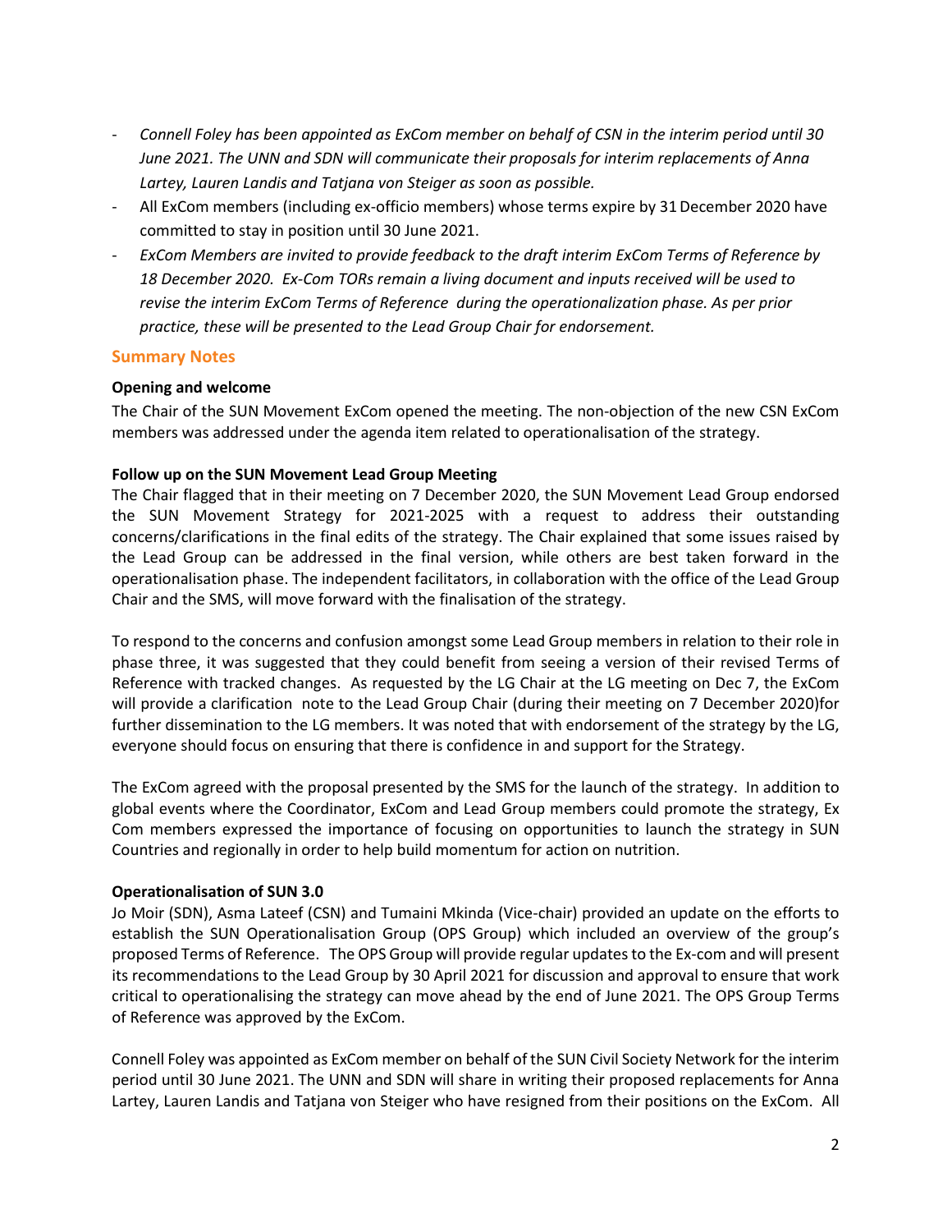- *Connell Foley has been appointed as ExCom member on behalf of CSN in the interim period until 30 June 2021. The UNN and SDN will communicate their proposals for interim replacements of Anna Lartey, Lauren Landis and Tatjana von Steiger as soon as possible.*
- All ExCom members (including ex-officio members) whose terms expire by 31 December 2020 have committed to stay in position until 30 June 2021.
- *ExCom Members are invited to provide feedback to the draft interim ExCom Terms of Reference by 18 December 2020. Ex-Com TORs remain a living document and inputs received will be used to revise the interim ExCom Terms of Reference during the operationalization phase. As per prior practice, these will be presented to the Lead Group Chair for endorsement.*

## Summary Notes

**Opening and welcome**

The Chair of the SUN Movement ExCom opened the meeting. The non-objection of the new CSN ExCom members was addressed under the agenda item related to operationalisation of the strategy.

**Follow up on the SUN Movement Lead Group Meeting**

The Chair flagged that in their meeting on 7 December 2020, the SUN Movement Lead Group endorsed the SUN Movement Strategy for 2021-2025 with a request to address their outstanding concerns/clarifications in the final edits of the strategy. The Chair explained that some issues raised by the Lead Group can be addressed in the final version, while others are best taken forward in the operationalisation phase. The independent facilitators, in collaboration with the office of the Lead Group Chair and the SMS, will move forward with the finalisation of the strategy.

To respond to the concerns and confusion amongst some Lead Group members in relation to their role in phase three, it was suggested that they could benefit from seeing a version of their revised Terms of Reference with tracked changes. As requested by the LG Chair at the LG meeting on Dec 7, the ExCom will provide a clarification note to the Lead Group Chair (during their meeting on 7 December 2020)for further dissemination to the LG members. It was noted that with endorsement of the strategy by the LG, everyone should focus on ensuring that there is confidence in and support for the Strategy.

The ExCom agreed with the proposal presented by the SMS for the launch of the strategy. In addition to global events where the Coordinator, ExCom and Lead Group members could promote the strategy, Ex Com members expressed the importance of focusing on opportunities to launch the strategy in SUN Countries and regionally in order to help build momentum for action on nutrition.

**Operationalisation of SUN 3.0**

Jo Moir (SDN), Asma Lateef (CSN) and Tumaini Mkinda (Vice-chair) provided an update on the efforts to establish the SUN Operationalisation Group (OPS Group) which included an overview of the group's proposed Terms of Reference. The OPS Group will provide regular updates to the Ex-com and will present its recommendations to the Lead Group by 30 April 2021 for discussion and approval to ensure that work critical to operationalising the strategy can move ahead by the end of June 2021. The OPS Group Terms of Reference was approved by the ExCom.

Connell Foley was appointed as ExCom member on behalf of the SUN Civil Society Network for the interim period until 30 June 2021. The UNN and SDN will share in writing their proposed replacements for Anna Lartey, Lauren Landis and Tatjana von Steiger who have resigned from their positions on the ExCom. All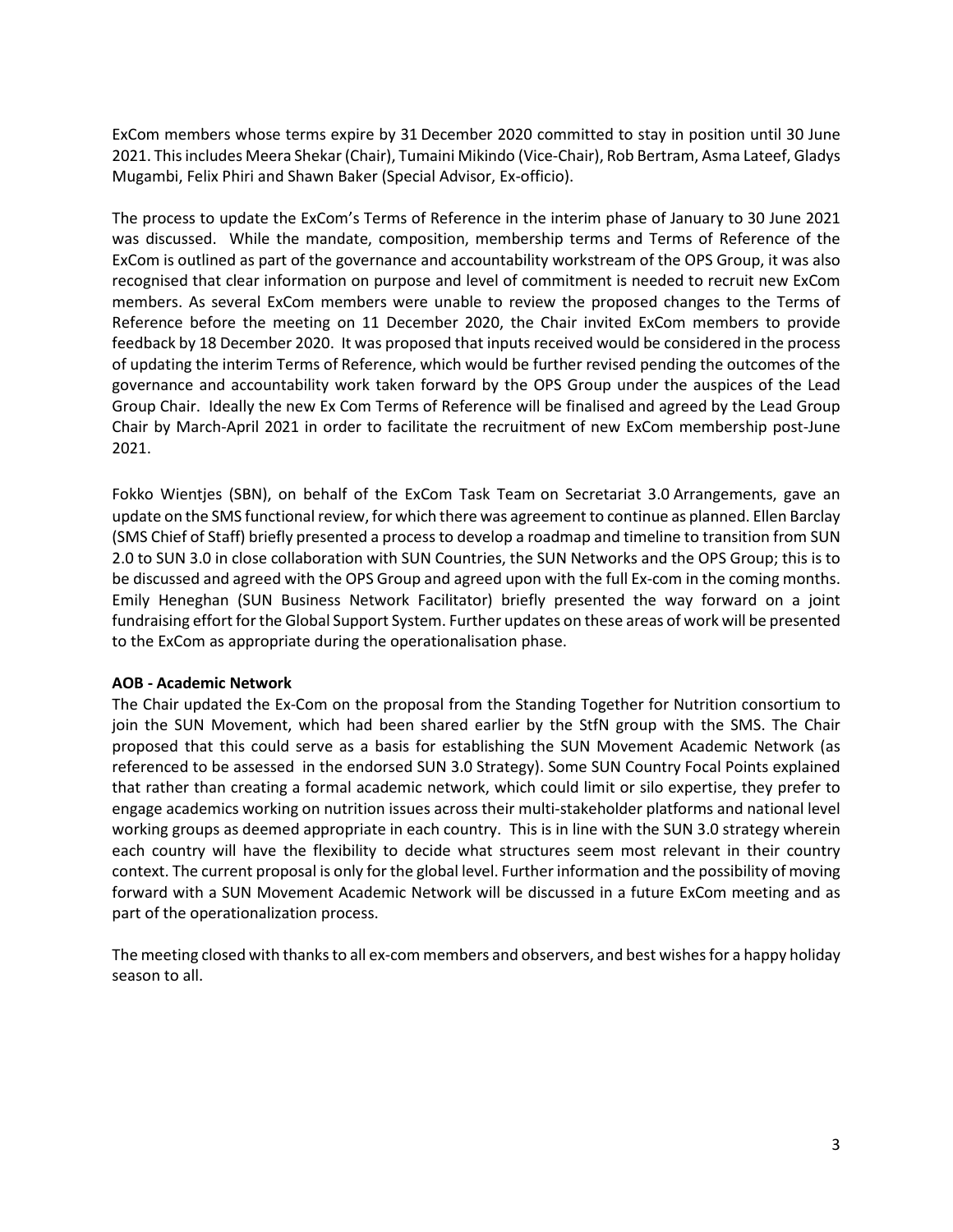ExCom members whose terms expire by 31 December 2020 committed to stay in position until 30 June 2021. This includes Meera Shekar (Chair), Tumaini Mikindo (Vice-Chair), Rob Bertram, Asma Lateef, Gladys Mugambi, Felix Phiri and Shawn Baker (Special Advisor, Ex-officio).

The process to update the ExCom's Terms of Reference in the interim phase of January to 30 June 2021 was discussed. While the mandate, composition, membership terms and Terms of Reference of the ExCom is outlined as part of the governance and accountability workstream of the OPS Group, it was also recognised that clear information on purpose and level of commitment is needed to recruit new ExCom members. As several ExCom members were unable to review the proposed changes to the Terms of Reference before the meeting on 11 December 2020, the Chair invited ExCom members to provide feedback by 18 December 2020. It was proposed that inputs received would be considered in the process of updating the interim Terms of Reference, which would be further revised pending the outcomes of the governance and accountability work taken forward by the OPS Group under the auspices of the Lead Group Chair. Ideally the new Ex Com Terms of Reference will be finalised and agreed by the Lead Group Chair by March-April 2021 in order to facilitate the recruitment of new ExCom membership post-June 2021.

Fokko Wientjes (SBN), on behalf of the ExCom Task Team on Secretariat 3.0 Arrangements, gave an update on the SMS functional review, for which there was agreement to continue as planned. Ellen Barclay (SMS Chief of Staff) briefly presented a process to develop a roadmap and timeline to transition from SUN 2.0 to SUN 3.0 in close collaboration with SUN Countries, the SUN Networks and the OPS Group; this is to be discussed and agreed with the OPS Group and agreed upon with the full Ex-com in the coming months. Emily Heneghan (SUN Business Network Facilitator) briefly presented the way forward on a joint fundraising effort for the Global Support System. Further updates on these areas of work will be presented to the ExCom as appropriate during the operationalisation phase.

**AOB - Academic Network**

The Chair updated the Ex-Com on the proposal from the Standing Together for Nutrition consortium to join the SUN Movement, which had been shared earlier by the StfN group with the SMS. The Chair proposed that this could serve as a basis for establishing the SUN Movement Academic Network (as referenced to be assessed in the endorsed SUN 3.0 Strategy). Some SUN Country Focal Points explained that rather than creating a formal academic network, which could limit or silo expertise, they prefer to engage academics working on nutrition issues across their multi-stakeholder platforms and national level working groups as deemed appropriate in each country. This is in line with the SUN 3.0 strategy wherein each country will have the flexibility to decide what structures seem most relevant in their country context. The current proposal is only for the global level. Further information and the possibility of moving forward with a SUN Movement Academic Network will be discussed in a future ExCom meeting and as part of the operationalization process.

The meeting closed with thanks to all ex-com members and observers, and best wishes for a happy holiday season to all.